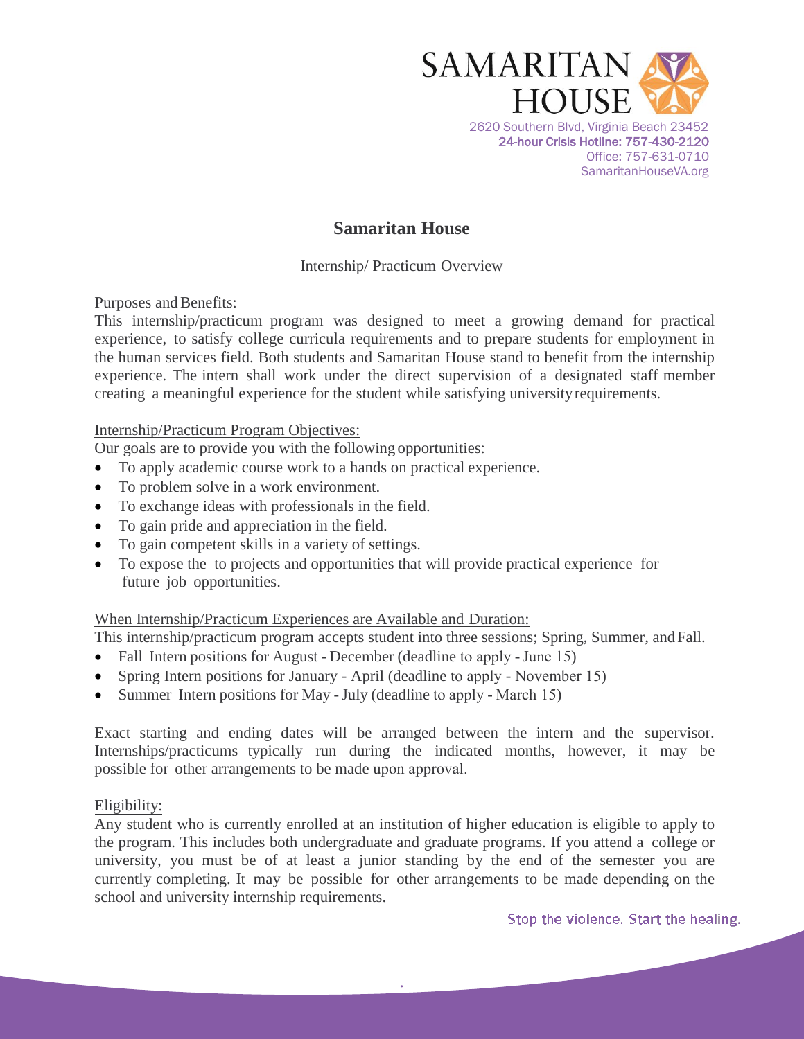SAMARITAN HOUSE

2620 Southern Blvd, Virginia Beach 23452
24-hour Crisis Hotline: 757-430-2120
Office: 757-631-0710
SamaritanHouseVA.org

# Samaritan House

Internship/ Practicum Overview

Purposes and Benefits:

This internship/practicum program was designed to meet a growing demand for practical experience, to satisfy college curricula requirements and to prepare students for employment in the human services field. Both students and Samaritan House stand to benefit from the internship experience. The intern shall work under the direct supervision of a designated staff member creating a meaningful experience for the student while satisfying university requirements.

Internship/Practicum Program Objectives:

Our goals are to provide you with the following opportunities:

- To apply academic course work to a hands on practical experience.
- To problem solve in a work environment.
- To exchange ideas with professionals in the field.
- To gain pride and appreciation in the field.
- To gain competent skills in a variety of settings.
- To expose the to projects and opportunities that will provide practical experience for future job opportunities.

When Internship/Practicum Experiences are Available and Duration:

This internship/practicum program accepts student into three sessions; Spring, Summer, and Fall.

- Fall Intern positions for August - December (deadline to apply - June 15)
- Spring Intern positions for January - April (deadline to apply - November 15)
- Summer Intern positions for May - July (deadline to apply - March 15)

Exact starting and ending dates will be arranged between the intern and the supervisor. Internships/practicums typically run during the indicated months, however, it may be possible for other arrangements to be made upon approval.

Eligibility:

Any student who is currently enrolled at an institution of higher education is eligible to apply to the program. This includes both undergraduate and graduate programs. If you attend a college or university, you must be of at least a junior standing by the end of the semester you are currently completing. It may be possible for other arrangements to be made depending on the school and university internship requirements.

Stop the violence. Start the healing.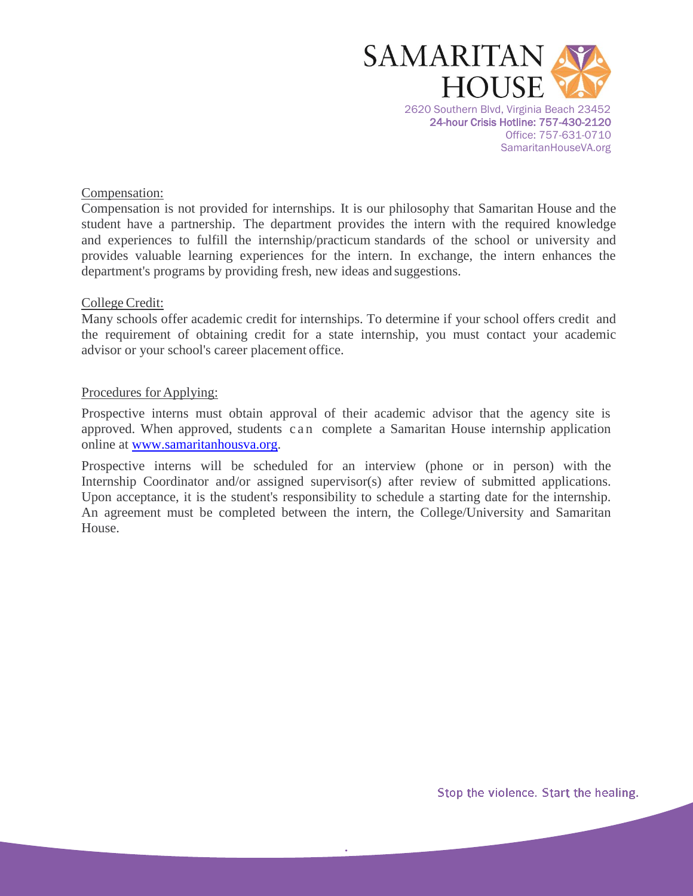Compensation:

Compensation is not provided for internships. It is our philosophy that Samaritan House and the student have a partnership. The department provides the intern with the required knowledge and experiences to fulfill the internship/practicum standards of the school or university and provides valuable learning experiences for the intern. In exchange, the intern enhances the department's programs by providing fresh, new ideas and suggestions.

College Credit:

Many schools offer academic credit for internships. To determine if your school offers credit and the requirement of obtaining credit for a state internship, you must contact your academic advisor or your school's career placement office.

Procedures for Applying:

Prospective interns must obtain approval of their academic advisor that the agency site is approved. When approved, students can complete a Samaritan House internship application online at [www.samaritanhousva.org](http://www.samaritanhousva.org).

Prospective interns will be scheduled for an interview (phone or in person) with the Internship Coordinator and/or assigned supervisor(s) after review of submitted applications. Upon acceptance, it is the student's responsibility to schedule a starting date for the internship. An agreement must be completed between the intern, the College/University and Samaritan House.